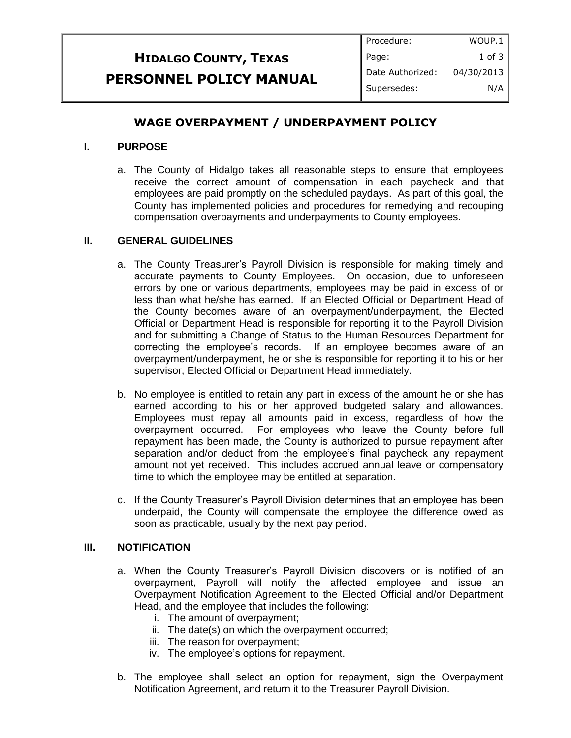# HIDALGO COUNTY, TEXAS
# PERSONNEL POLICY MANUAL

| | |
|---|---|
| Procedure: | WOUP.1 |
| Date Authorized: | 04/30/2013 |
| Supersedes: | N/A |

## WAGE OVERPAYMENT / UNDERPAYMENT POLICY

### I. PURPOSE

a. The County of Hidalgo takes all reasonable steps to ensure that employees receive the correct amount of compensation in each paycheck and that employees are paid promptly on the scheduled paydays. As part of this goal, the County has implemented policies and procedures for remedying and recouping compensation overpayments and underpayments to County employees.

### II. GENERAL GUIDELINES

a. The County Treasurer's Payroll Division is responsible for making timely and accurate payments to County Employees. On occasion, due to unforeseen errors by one or various departments, employees may be paid in excess of or less than what he/she has earned. If an Elected Official or Department Head of the County becomes aware of an overpayment/underpayment, the Elected Official or Department Head is responsible for reporting it to the Payroll Division and for submitting a Change of Status to the Human Resources Department for correcting the employee's records. If an employee becomes aware of an overpayment/underpayment, he or she is responsible for reporting it to his or her supervisor, Elected Official or Department Head immediately.

b. No employee is entitled to retain any part in excess of the amount he or she has earned according to his or her approved budgeted salary and allowances. Employees must repay all amounts paid in excess, regardless of how the overpayment occurred. For employees who leave the County before full repayment has been made, the County is authorized to pursue repayment after separation and/or deduct from the employee's final paycheck any repayment amount not yet received. This includes accrued annual leave or compensatory time to which the employee may be entitled at separation.

c. If the County Treasurer's Payroll Division determines that an employee has been underpaid, the County will compensate the employee the difference owed as soon as practicable, usually by the next pay period.

### III. NOTIFICATION

a. When the County Treasurer's Payroll Division discovers or is notified of an overpayment, Payroll will notify the affected employee and issue an Overpayment Notification Agreement to the Elected Official and/or Department Head, and the employee that includes the following:
   i. The amount of overpayment;
   ii. The date(s) on which the overpayment occurred;
   iii. The reason for overpayment;
   iv. The employee's options for repayment.

b. The employee shall select an option for repayment, sign the Overpayment Notification Agreement, and return it to the Treasurer Payroll Division.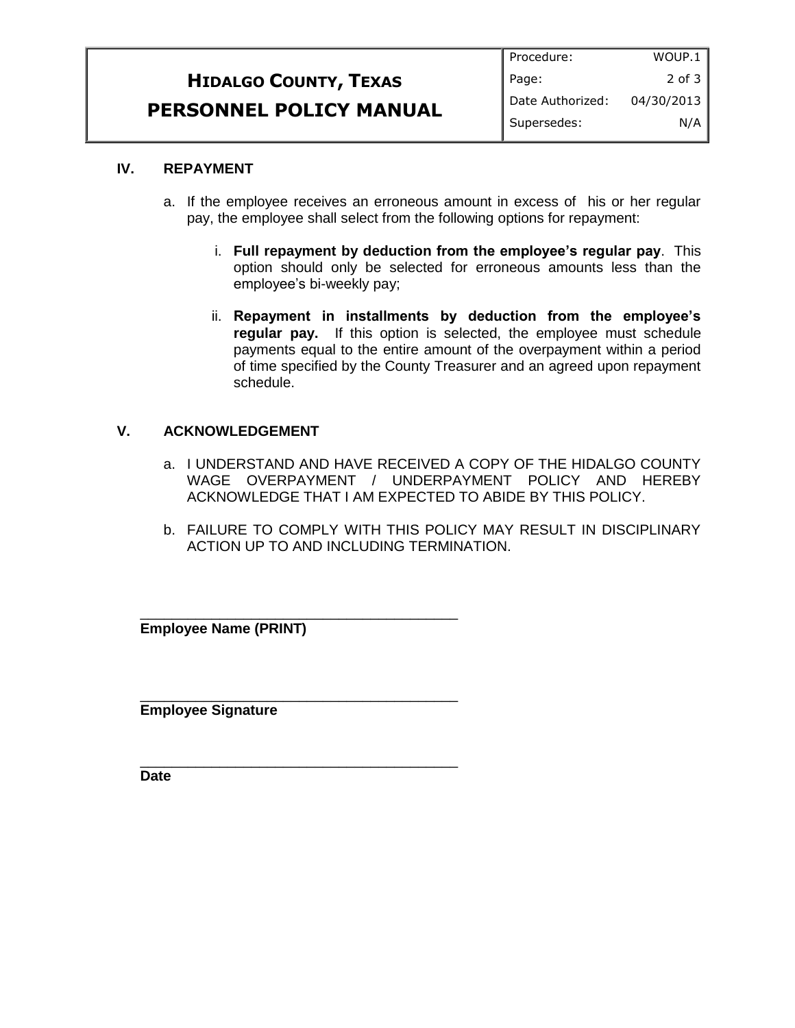## IV. REPAYMENT

a. If the employee receives an erroneous amount in excess of his or her regular pay, the employee shall select from the following options for repayment:

   i. **Full repayment by deduction from the employee's regular pay**. This option should only be selected for erroneous amounts less than the employee's bi-weekly pay;

   ii. **Repayment in installments by deduction from the employee's regular pay.** If this option is selected, the employee must schedule payments equal to the entire amount of the overpayment within a period of time specified by the County Treasurer and an agreed upon repayment schedule.

## V. ACKNOWLEDGEMENT

a. I UNDERSTAND AND HAVE RECEIVED A COPY OF THE HIDALGO COUNTY WAGE OVERPAYMENT / UNDERPAYMENT POLICY AND HEREBY ACKNOWLEDGE THAT I AM EXPECTED TO ABIDE BY THIS POLICY.

b. FAILURE TO COMPLY WITH THIS POLICY MAY RESULT IN DISCIPLINARY ACTION UP TO AND INCLUDING TERMINATION.

\_\_\_\_\_\_\_\_\_\_\_\_\_\_\_\_\_\_\_\_\_\_\_\_\_\_\_\_\_\_\_\_\_\_\_\_\_\_\_\_
**Employee Name (PRINT)**

\_\_\_\_\_\_\_\_\_\_\_\_\_\_\_\_\_\_\_\_\_\_\_\_\_\_\_\_\_\_\_\_\_\_\_\_\_\_\_\_
**Employee Signature**

\_\_\_\_\_\_\_\_\_\_\_\_\_\_\_\_\_\_\_\_\_\_\_\_\_\_\_\_\_\_\_\_\_\_\_\_\_\_\_\_
**Date**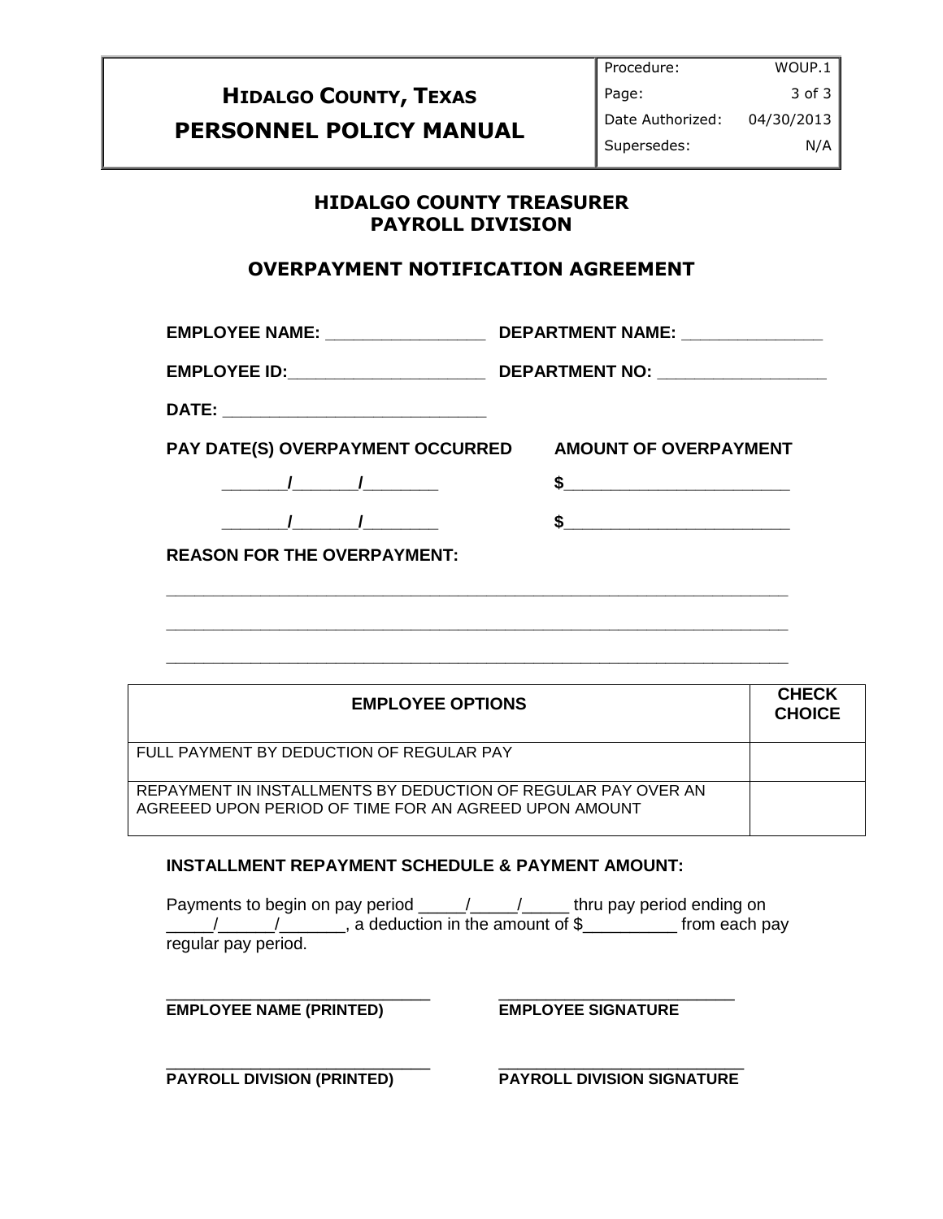# HIDALGO COUNTY, TEXAS
# PERSONNEL POLICY MANUAL

| | |
|---|---|
| Procedure: | WOUP.1 |
| Page: | 3 of 3 |
| Date Authorized: | 04/30/2013 |
| Supersedes: | N/A |

## HIDALGO COUNTY TREASURER
## PAYROLL DIVISION

## OVERPAYMENT NOTIFICATION AGREEMENT

**EMPLOYEE NAME:** ________________ **DEPARTMENT NAME:** ______________

**EMPLOYEE ID:**____________________ **DEPARTMENT NO:** _________________

**DATE:** ___________________________

**PAY DATE(S) OVERPAYMENT OCCURRED** **AMOUNT OF OVERPAYMENT**

_______/_______/________ $________________________

_______/_______/________ $________________________

**REASON FOR THE OVERPAYMENT:**

______________________________________________________________________

______________________________________________________________________

______________________________________________________________________

| EMPLOYEE OPTIONS | CHECK CHOICE |
|---|---|
| FULL PAYMENT BY DEDUCTION OF REGULAR PAY | |
| REPAYMENT IN INSTALLMENTS BY DEDUCTION OF REGULAR PAY OVER AN AGREEED UPON PERIOD OF TIME FOR AN AGREED UPON AMOUNT | |

**INSTALLMENT REPAYMENT SCHEDULE & PAYMENT AMOUNT:**

Payments to begin on pay period _____/_____/_____ thru pay period ending on _____/______/_______, a deduction in the amount of $__________ from each pay regular pay period.

_____________________________ **EMPLOYEE NAME (PRINTED)**

_____________________________ **EMPLOYEE SIGNATURE**

_____________________________ **PAYROLL DIVISION (PRINTED)**

_____________________________ **PAYROLL DIVISION SIGNATURE**